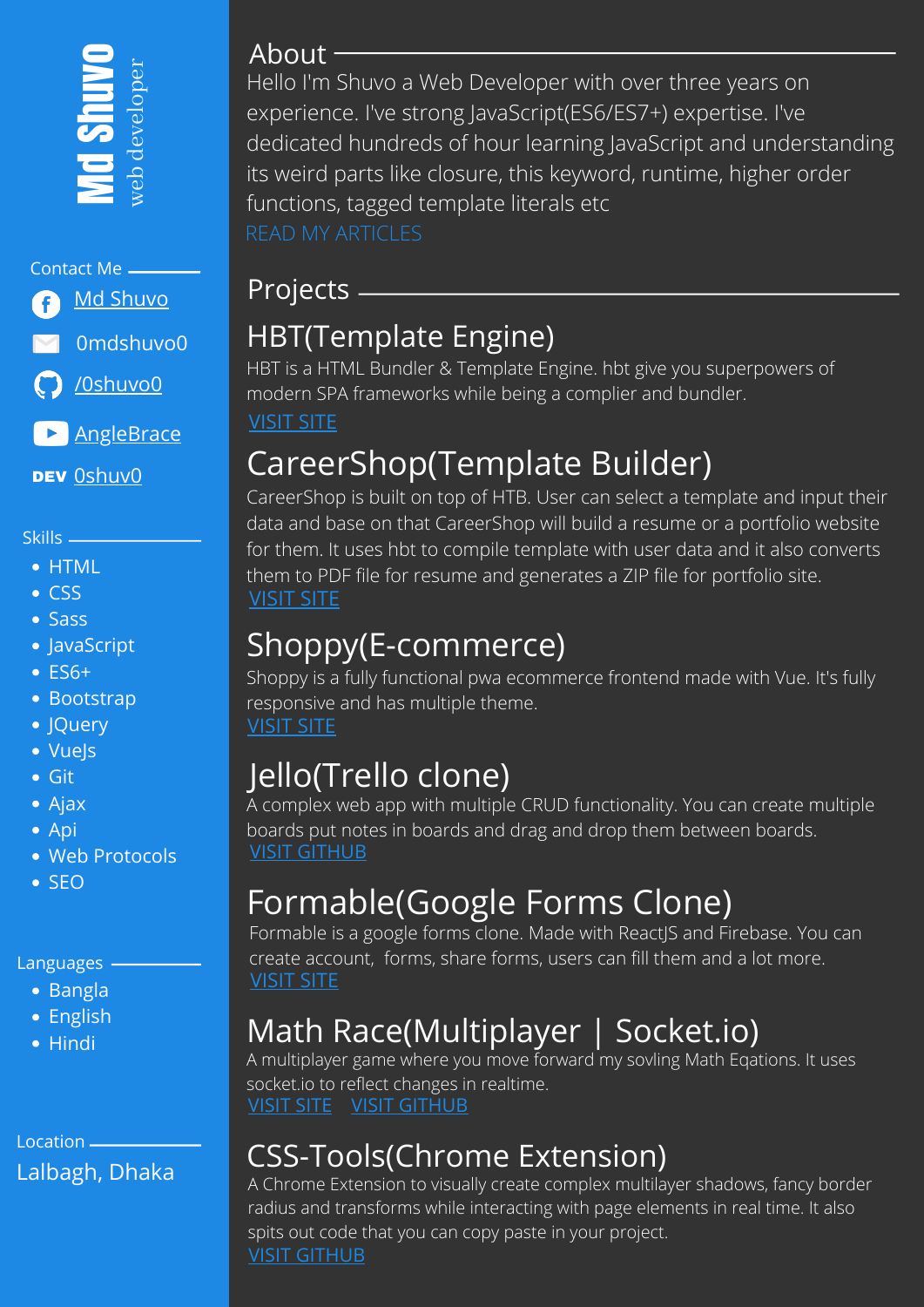# Md Shuvo

web developer

## Contact Me

- Md Shuvo
- 0mdshuvo0
- /0shuvo0
- AngleBrace
- DEV 0shuv0

## Skills

- HTML
- CSS
- Sass
- JavaScript
- ES6+
- Bootstrap
- JQuery
- VueJs
- Git
- Ajax
- Api
- Web Protocols
- SEO

## Languages

- Bangla
- English
- Hindi

## Location

Lalbagh, Dhaka

## About

Hello I'm Shuvo a Web Developer with over three years on experience. I've strong JavaScript(ES6/ES7+) expertise. I've dedicated hundreds of hour learning JavaScript and understanding its weird parts like closure, this keyword, runtime, higher order functions, tagged template literals etc

READ MY ARTICLES

## Projects

### HBT(Template Engine)

HBT is a HTML Bundler & Template Engine. hbt give you superpowers of modern SPA frameworks while being a complier and bundler.

VISIT SITE

### CareerShop(Template Builder)

CareerShop is built on top of HTB. User can select a template and input their data and base on that CareerShop will build a resume or a portfolio website for them. It uses hbt to compile template with user data and it also converts them to PDF file for resume and generates a ZIP file for portfolio site.

VISIT SITE

### Shoppy(E-commerce)

Shoppy is a fully functional pwa ecommerce frontend made with Vue. It's fully responsive and has multiple theme.

VISIT SITE

### Jello(Trello clone)

A complex web app with multiple CRUD functionality. You can create multiple boards put notes in boards and drag and drop them between boards.

VISIT GITHUB

### Formable(Google Forms Clone)

Formable is a google forms clone. Made with ReactJS and Firebase. You can create account, forms, share forms, users can fill them and a lot more.

VISIT SITE

### Math Race(Multiplayer | Socket.io)

A multiplayer game where you move forward my sovling Math Eqations. It uses socket.io to reflect changes in realtime.

VISIT SITE VISIT GITHUB

### CSS-Tools(Chrome Extension)

A Chrome Extension to visually create complex multilayer shadows, fancy border radius and transforms while interacting with page elements in real time. It also spits out code that you can copy paste in your project.

VISIT GITHUB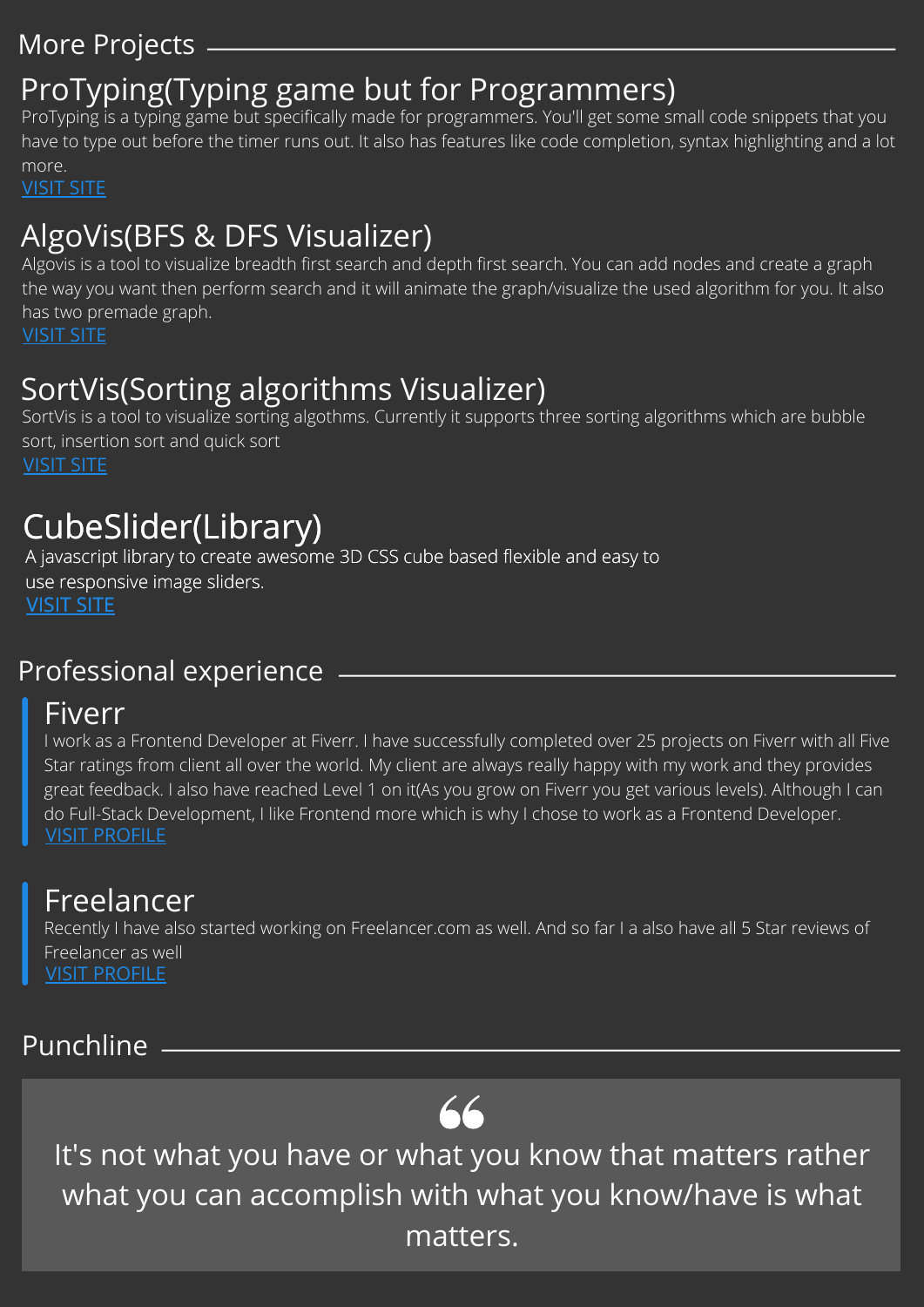## More Projects

### ProTyping(Typing game but for Programmers)

ProTyping is a typing game but specifically made for programmers. You'll get some small code snippets that you have to type out before the timer runs out. It also has features like code completion, syntax highlighting and a lot more.

VISIT SITE

### AlgoVis(BFS & DFS Visualizer)

Algovis is a tool to visualize breadth first search and depth first search. You can add nodes and create a graph the way you want then perform search and it will animate the graph/visualize the used algorithm for you. It also has two premade graph.

VISIT SITE

### SortVis(Sorting algorithms Visualizer)

SortVis is a tool to visualize sorting algothms. Currently it supports three sorting algorithms which are bubble sort, insertion sort and quick sort

VISIT SITE

### CubeSlider(Library)

A javascript library to create awesome 3D CSS cube based flexible and easy to use responsive image sliders.

VISIT SITE

## Professional experience

### Fiverr

I work as a Frontend Developer at Fiverr. I have successfully completed over 25 projects on Fiverr with all Five Star ratings from client all over the world. My client are always really happy with my work and they provides great feedback. I also have reached Level 1 on it(As you grow on Fiverr you get various levels). Although I can do Full-Stack Development, I like Frontend more which is why I chose to work as a Frontend Developer.

VISIT PROFILE

### Freelancer

Recently I have also started working on Freelancer.com as well. And so far I a also have all 5 Star reviews of Freelancer as well

VISIT PROFILE

## Punchline

> It's not what you have or what you know that matters rather what you can accomplish with what you know/have is what matters.